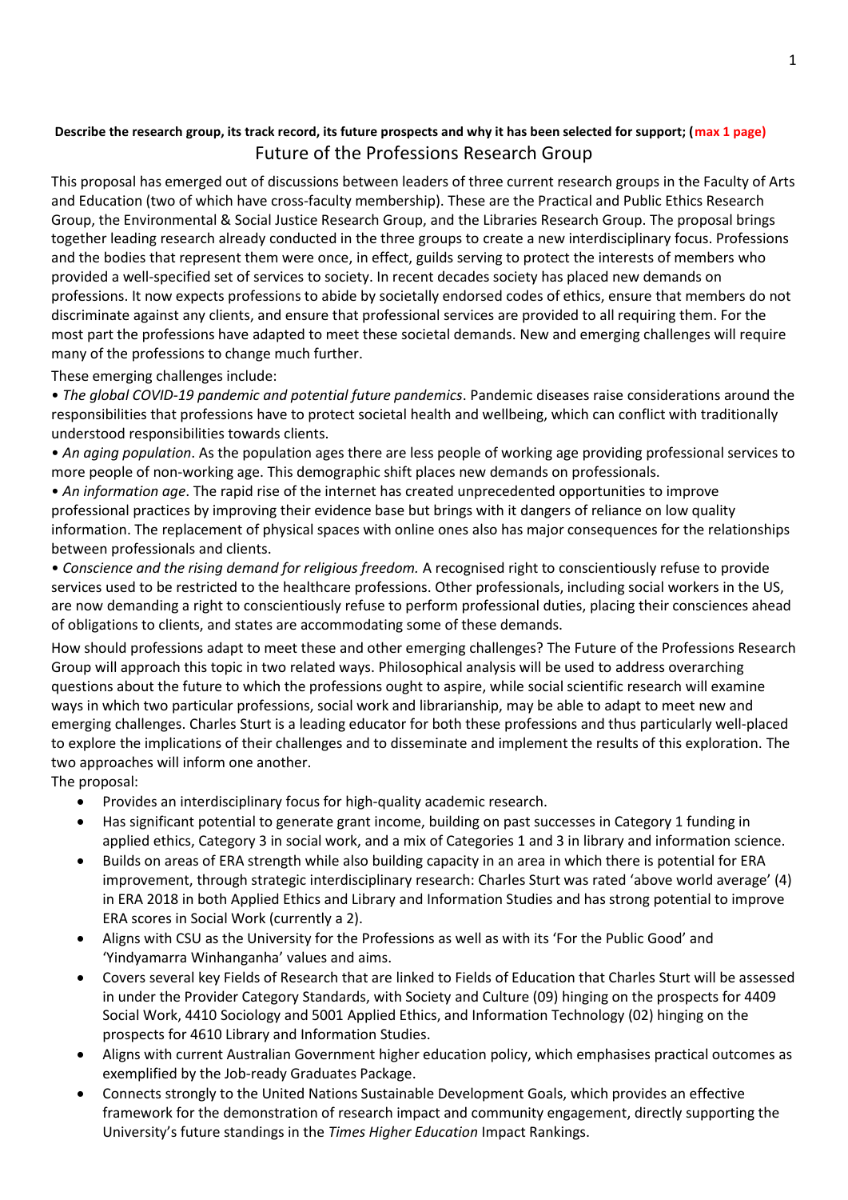**Describe the research group, its track record, its future prospects and why it has been selected for support; (max 1 page)**

# Future of the Professions Research Group

This proposal has emerged out of discussions between leaders of three current research groups in the Faculty of Arts and Education (two of which have cross-faculty membership). These are the Practical and Public Ethics Research Group, the Environmental & Social Justice Research Group, and the Libraries Research Group. The proposal brings together leading research already conducted in the three groups to create a new interdisciplinary focus. Professions and the bodies that represent them were once, in effect, guilds serving to protect the interests of members who provided a well-specified set of services to society. In recent decades society has placed new demands on professions. It now expects professions to abide by societally endorsed codes of ethics, ensure that members do not discriminate against any clients, and ensure that professional services are provided to all requiring them. For the most part the professions have adapted to meet these societal demands. New and emerging challenges will require many of the professions to change much further.

These emerging challenges include:

• *The global COVID-19 pandemic and potential future pandemics*. Pandemic diseases raise considerations around the responsibilities that professions have to protect societal health and wellbeing, which can conflict with traditionally understood responsibilities towards clients.

• *An aging population*. As the population ages there are less people of working age providing professional services to more people of non-working age. This demographic shift places new demands on professionals.

• *An information age*. The rapid rise of the internet has created unprecedented opportunities to improve professional practices by improving their evidence base but brings with it dangers of reliance on low quality information. The replacement of physical spaces with online ones also has major consequences for the relationships between professionals and clients.

• *Conscience and the rising demand for religious freedom.* A recognised right to conscientiously refuse to provide services used to be restricted to the healthcare professions. Other professionals, including social workers in the US, are now demanding a right to conscientiously refuse to perform professional duties, placing their consciences ahead of obligations to clients, and states are accommodating some of these demands.

How should professions adapt to meet these and other emerging challenges? The Future of the Professions Research Group will approach this topic in two related ways. Philosophical analysis will be used to address overarching questions about the future to which the professions ought to aspire, while social scientific research will examine ways in which two particular professions, social work and librarianship, may be able to adapt to meet new and emerging challenges. Charles Sturt is a leading educator for both these professions and thus particularly well-placed to explore the implications of their challenges and to disseminate and implement the results of this exploration. The two approaches will inform one another.

The proposal:

- Provides an interdisciplinary focus for high-quality academic research.
- Has significant potential to generate grant income, building on past successes in Category 1 funding in applied ethics, Category 3 in social work, and a mix of Categories 1 and 3 in library and information science.
- Builds on areas of ERA strength while also building capacity in an area in which there is potential for ERA improvement, through strategic interdisciplinary research: Charles Sturt was rated 'above world average' (4) in ERA 2018 in both Applied Ethics and Library and Information Studies and has strong potential to improve ERA scores in Social Work (currently a 2).
- Aligns with CSU as the University for the Professions as well as with its 'For the Public Good' and 'Yindyamarra Winhanganha' values and aims.
- Covers several key Fields of Research that are linked to Fields of Education that Charles Sturt will be assessed in under the Provider Category Standards, with Society and Culture (09) hinging on the prospects for 4409 Social Work, 4410 Sociology and 5001 Applied Ethics, and Information Technology (02) hinging on the prospects for 4610 Library and Information Studies.
- Aligns with current Australian Government higher education policy, which emphasises practical outcomes as exemplified by the Job-ready Graduates Package.
- Connects strongly to the United Nations Sustainable Development Goals, which provides an effective framework for the demonstration of research impact and community engagement, directly supporting the University's future standings in the *Times Higher Education* Impact Rankings.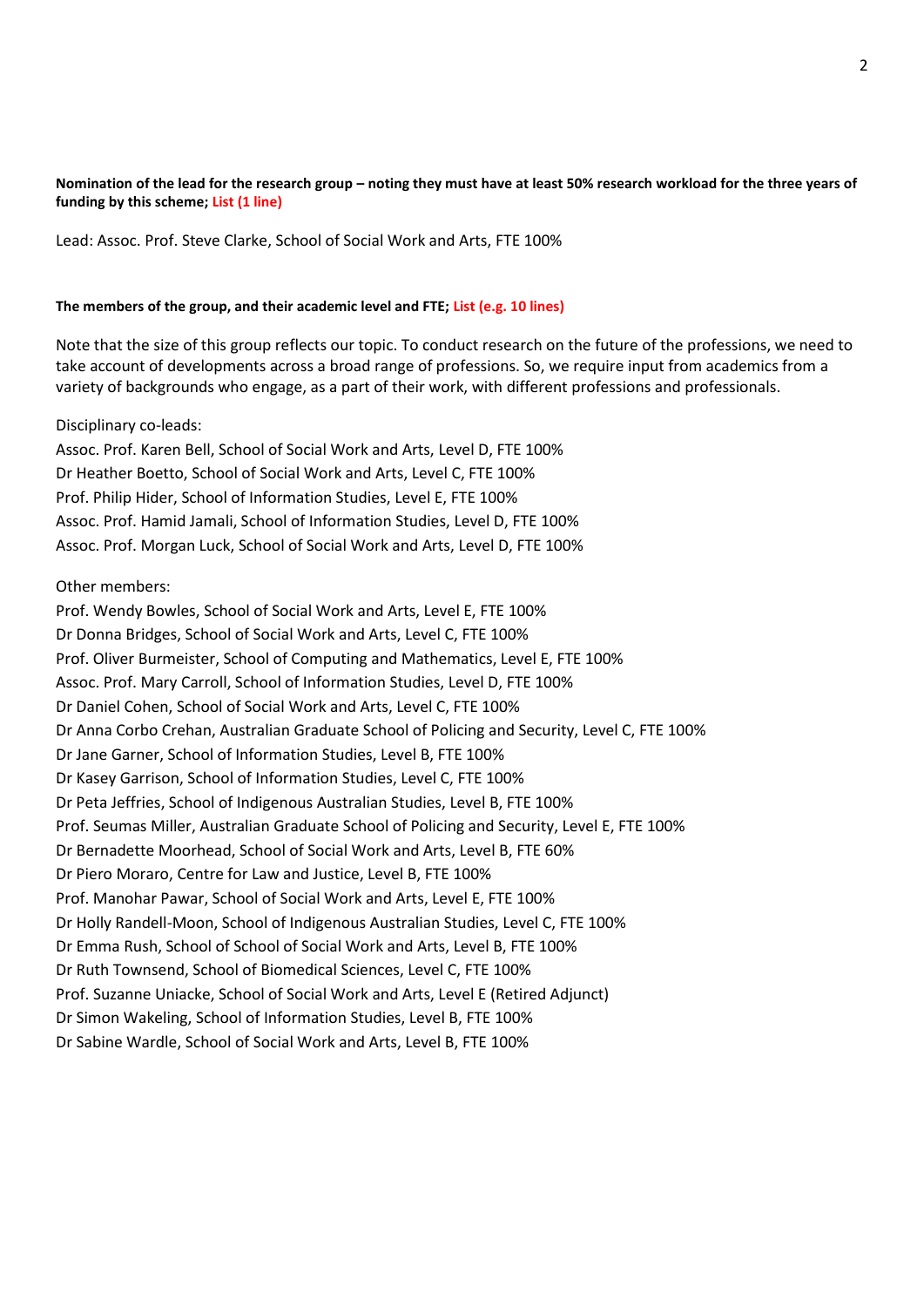**Nomination of the lead for the research group – noting they must have at least 50% research workload for the three years of funding by this scheme; List (1 line)**

Lead: Assoc. Prof. Steve Clarke, School of Social Work and Arts, FTE 100%

**The members of the group, and their academic level and FTE; List (e.g. 10 lines)**

Note that the size of this group reflects our topic. To conduct research on the future of the professions, we need to take account of developments across a broad range of professions. So, we require input from academics from a variety of backgrounds who engage, as a part of their work, with different professions and professionals.

Disciplinary co-leads:
Assoc. Prof. Karen Bell, School of Social Work and Arts, Level D, FTE 100%
Dr Heather Boetto, School of Social Work and Arts, Level C, FTE 100%
Prof. Philip Hider, School of Information Studies, Level E, FTE 100%
Assoc. Prof. Hamid Jamali, School of Information Studies, Level D, FTE 100%
Assoc. Prof. Morgan Luck, School of Social Work and Arts, Level D, FTE 100%

Other members:
Prof. Wendy Bowles, School of Social Work and Arts, Level E, FTE 100%
Dr Donna Bridges, School of Social Work and Arts, Level C, FTE 100%
Prof. Oliver Burmeister, School of Computing and Mathematics, Level E, FTE 100%
Assoc. Prof. Mary Carroll, School of Information Studies, Level D, FTE 100%
Dr Daniel Cohen, School of Social Work and Arts, Level C, FTE 100%
Dr Anna Corbo Crehan, Australian Graduate School of Policing and Security, Level C, FTE 100%
Dr Jane Garner, School of Information Studies, Level B, FTE 100%
Dr Kasey Garrison, School of Information Studies, Level C, FTE 100%
Dr Peta Jeffries, School of Indigenous Australian Studies, Level B, FTE 100%
Prof. Seumas Miller, Australian Graduate School of Policing and Security, Level E, FTE 100%
Dr Bernadette Moorhead, School of Social Work and Arts, Level B, FTE 60%
Dr Piero Moraro, Centre for Law and Justice, Level B, FTE 100%
Prof. Manohar Pawar, School of Social Work and Arts, Level E, FTE 100%
Dr Holly Randell-Moon, School of Indigenous Australian Studies, Level C, FTE 100%
Dr Emma Rush, School of School of Social Work and Arts, Level B, FTE 100%
Dr Ruth Townsend, School of Biomedical Sciences, Level C, FTE 100%
Prof. Suzanne Uniacke, School of Social Work and Arts, Level E (Retired Adjunct)
Dr Simon Wakeling, School of Information Studies, Level B, FTE 100%
Dr Sabine Wardle, School of Social Work and Arts, Level B, FTE 100%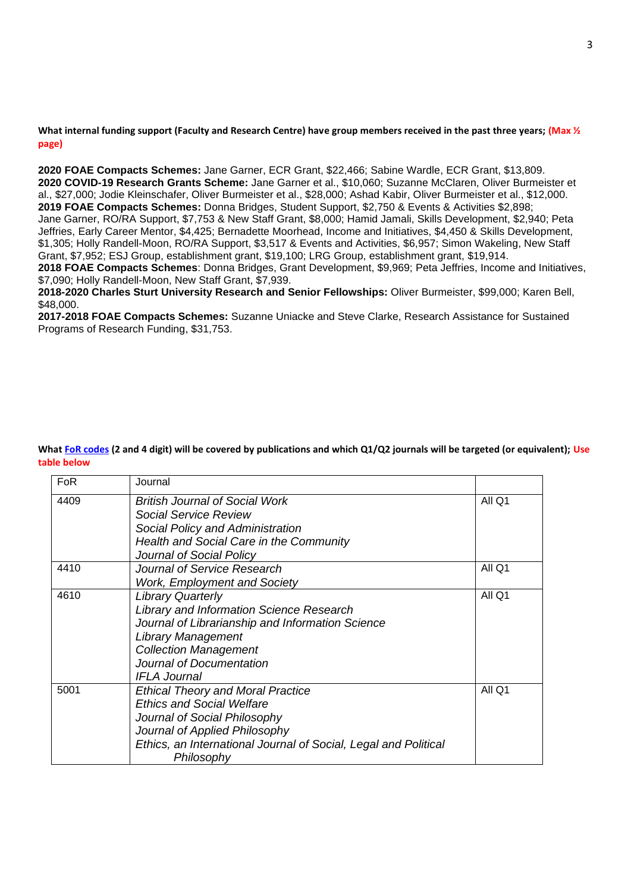**What internal funding support (Faculty and Research Centre) have group members received in the past three years; (Max ½ page)**

**2020 FOAE Compacts Schemes:** Jane Garner, ECR Grant, $22,466; Sabine Wardle, ECR Grant, $13,809.
**2020 COVID-19 Research Grants Scheme:** Jane Garner et al., $10,060; Suzanne McClaren, Oliver Burmeister et al., $27,000; Jodie Kleinschafer, Oliver Burmeister et al., $28,000; Ashad Kabir, Oliver Burmeister et al., $12,000.
**2019 FOAE Compacts Schemes:** Donna Bridges, Student Support, $2,750 & Events & Activities $2,898; Jane Garner, RO/RA Support, $7,753 & New Staff Grant, $8,000; Hamid Jamali, Skills Development, $2,940; Peta Jeffries, Early Career Mentor, $4,425; Bernadette Moorhead, Income and Initiatives, $4,450 & Skills Development, $1,305; Holly Randell-Moon, RO/RA Support, $3,517 & Events and Activities, $6,957; Simon Wakeling, New Staff Grant, $7,952; ESJ Group, establishment grant, $19,100; LRG Group, establishment grant, $19,914.
**2018 FOAE Compacts Schemes**: Donna Bridges, Grant Development, $9,969; Peta Jeffries, Income and Initiatives, $7,090; Holly Randell-Moon, New Staff Grant, $7,939.
**2018-2020 Charles Sturt University Research and Senior Fellowships:** Oliver Burmeister, $99,000; Karen Bell, $48,000.
**2017-2018 FOAE Compacts Schemes:** Suzanne Uniacke and Steve Clarke, Research Assistance for Sustained Programs of Research Funding, $31,753.

**What FoR codes (2 and 4 digit) will be covered by publications and which Q1/Q2 journals will be targeted (or equivalent); Use table below**

| FoR | Journal | |
|---|---|---|
| 4409 | *British Journal of Social Work*<br>*Social Service Review*<br>*Social Policy and Administration*<br>*Health and Social Care in the Community*<br>*Journal of Social Policy* | All Q1 |
| 4410 | *Journal of Service Research*<br>*Work, Employment and Society* | All Q1 |
| 4610 | *Library Quarterly*<br>*Library and Information Science Research*<br>*Journal of Librarianship and Information Science*<br>*Library Management*<br>*Collection Management*<br>*Journal of Documentation*<br>*IFLA Journal* | All Q1 |
| 5001 | *Ethical Theory and Moral Practice*<br>*Ethics and Social Welfare*<br>*Journal of Social Philosophy*<br>*Journal of Applied Philosophy*<br>*Ethics, an International Journal of Social, Legal and Political Philosophy* | All Q1 |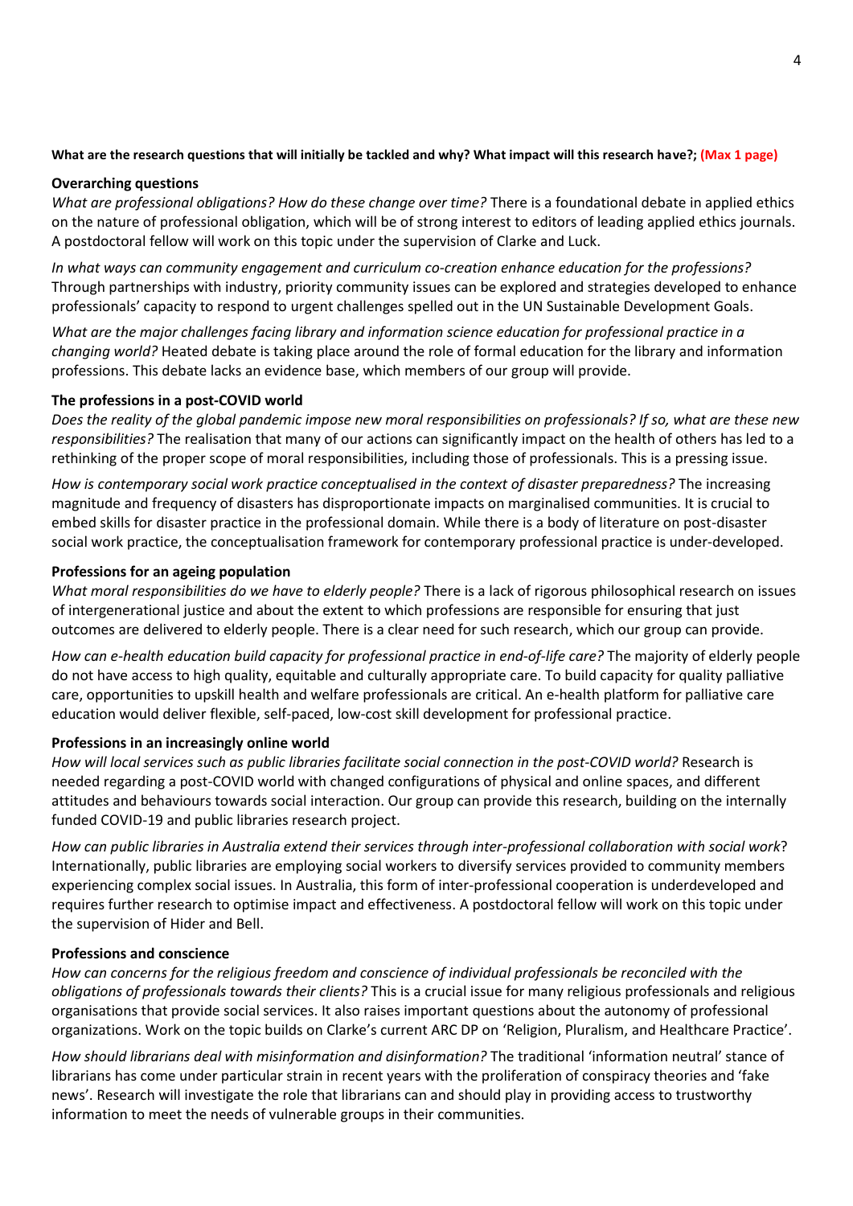**What are the research questions that will initially be tackled and why? What impact will this research have?; (Max 1 page)**

**Overarching questions**

*What are professional obligations? How do these change over time?* There is a foundational debate in applied ethics on the nature of professional obligation, which will be of strong interest to editors of leading applied ethics journals. A postdoctoral fellow will work on this topic under the supervision of Clarke and Luck.

*In what ways can community engagement and curriculum co-creation enhance education for the professions?* Through partnerships with industry, priority community issues can be explored and strategies developed to enhance professionals' capacity to respond to urgent challenges spelled out in the UN Sustainable Development Goals.

*What are the major challenges facing library and information science education for professional practice in a changing world?* Heated debate is taking place around the role of formal education for the library and information professions. This debate lacks an evidence base, which members of our group will provide.

**The professions in a post-COVID world**

*Does the reality of the global pandemic impose new moral responsibilities on professionals? If so, what are these new responsibilities?* The realisation that many of our actions can significantly impact on the health of others has led to a rethinking of the proper scope of moral responsibilities, including those of professionals. This is a pressing issue.

*How is contemporary social work practice conceptualised in the context of disaster preparedness?* The increasing magnitude and frequency of disasters has disproportionate impacts on marginalised communities. It is crucial to embed skills for disaster practice in the professional domain. While there is a body of literature on post-disaster social work practice, the conceptualisation framework for contemporary professional practice is under-developed.

**Professions for an ageing population**

*What moral responsibilities do we have to elderly people?* There is a lack of rigorous philosophical research on issues of intergenerational justice and about the extent to which professions are responsible for ensuring that just outcomes are delivered to elderly people. There is a clear need for such research, which our group can provide.

*How can e-health education build capacity for professional practice in end-of-life care?* The majority of elderly people do not have access to high quality, equitable and culturally appropriate care. To build capacity for quality palliative care, opportunities to upskill health and welfare professionals are critical. An e-health platform for palliative care education would deliver flexible, self-paced, low-cost skill development for professional practice.

**Professions in an increasingly online world**

*How will local services such as public libraries facilitate social connection in the post-COVID world?* Research is needed regarding a post-COVID world with changed configurations of physical and online spaces, and different attitudes and behaviours towards social interaction. Our group can provide this research, building on the internally funded COVID-19 and public libraries research project.

*How can public libraries in Australia extend their services through inter-professional collaboration with social work*? Internationally, public libraries are employing social workers to diversify services provided to community members experiencing complex social issues. In Australia, this form of inter-professional cooperation is underdeveloped and requires further research to optimise impact and effectiveness. A postdoctoral fellow will work on this topic under the supervision of Hider and Bell.

**Professions and conscience**

*How can concerns for the religious freedom and conscience of individual professionals be reconciled with the obligations of professionals towards their clients?* This is a crucial issue for many religious professionals and religious organisations that provide social services. It also raises important questions about the autonomy of professional organizations. Work on the topic builds on Clarke's current ARC DP on 'Religion, Pluralism, and Healthcare Practice'.

*How should librarians deal with misinformation and disinformation?* The traditional 'information neutral' stance of librarians has come under particular strain in recent years with the proliferation of conspiracy theories and 'fake news'. Research will investigate the role that librarians can and should play in providing access to trustworthy information to meet the needs of vulnerable groups in their communities.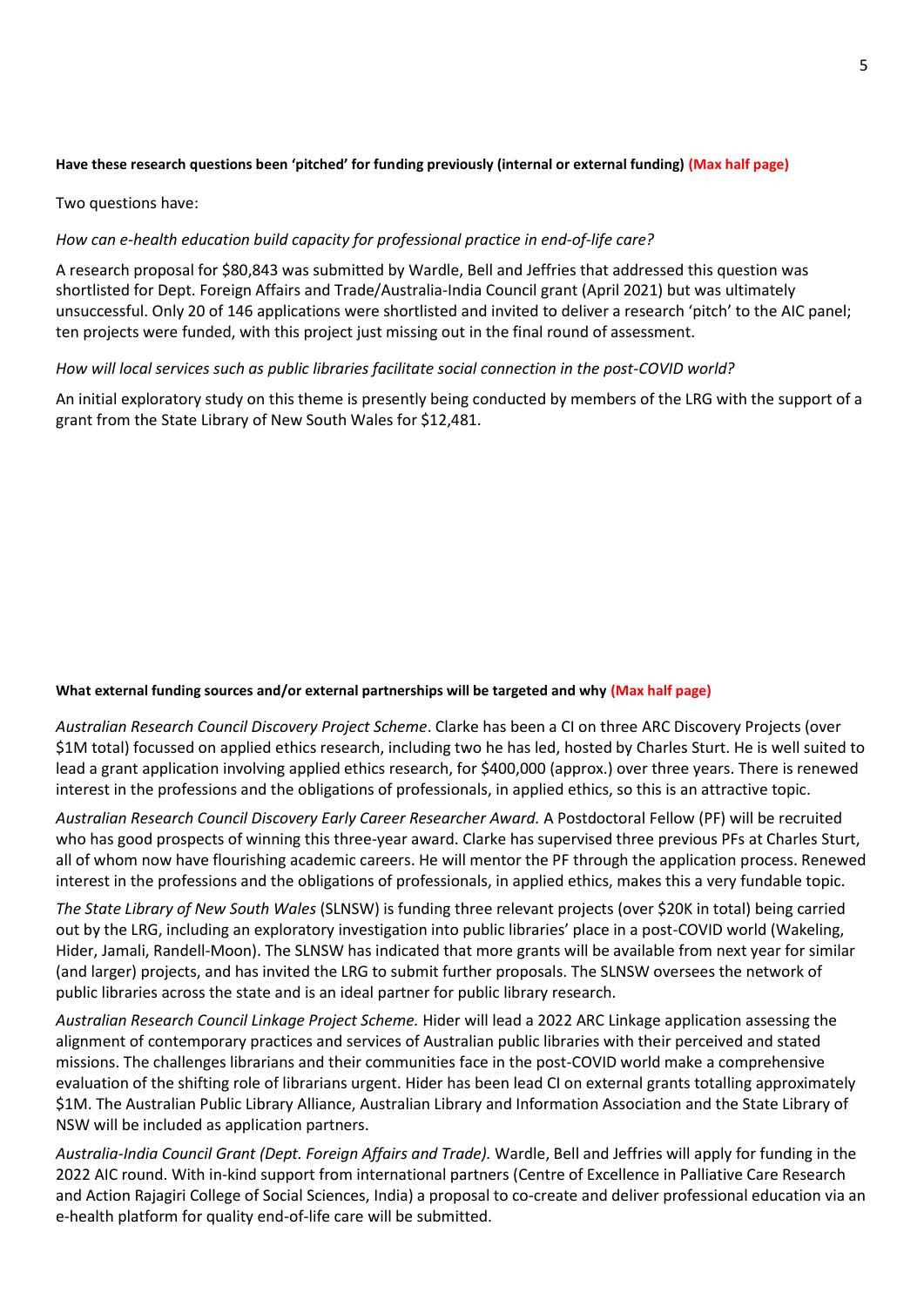**Have these research questions been 'pitched' for funding previously (internal or external funding) (Max half page)**

Two questions have:

*How can e-health education build capacity for professional practice in end-of-life care?*

A research proposal for $80,843 was submitted by Wardle, Bell and Jeffries that addressed this question was shortlisted for Dept. Foreign Affairs and Trade/Australia-India Council grant (April 2021) but was ultimately unsuccessful. Only 20 of 146 applications were shortlisted and invited to deliver a research 'pitch' to the AIC panel; ten projects were funded, with this project just missing out in the final round of assessment.

*How will local services such as public libraries facilitate social connection in the post-COVID world?*

An initial exploratory study on this theme is presently being conducted by members of the LRG with the support of a grant from the State Library of New South Wales for $12,481.

**What external funding sources and/or external partnerships will be targeted and why (Max half page)**

*Australian Research Council Discovery Project Scheme*. Clarke has been a CI on three ARC Discovery Projects (over $1M total) focussed on applied ethics research, including two he has led, hosted by Charles Sturt. He is well suited to lead a grant application involving applied ethics research, for $400,000 (approx.) over three years. There is renewed interest in the professions and the obligations of professionals, in applied ethics, so this is an attractive topic.

*Australian Research Council Discovery Early Career Researcher Award.* A Postdoctoral Fellow (PF) will be recruited who has good prospects of winning this three-year award. Clarke has supervised three previous PFs at Charles Sturt, all of whom now have flourishing academic careers. He will mentor the PF through the application process. Renewed interest in the professions and the obligations of professionals, in applied ethics, makes this a very fundable topic.

*The State Library of New South Wales* (SLNSW) is funding three relevant projects (over $20K in total) being carried out by the LRG, including an exploratory investigation into public libraries' place in a post-COVID world (Wakeling, Hider, Jamali, Randell-Moon). The SLNSW has indicated that more grants will be available from next year for similar (and larger) projects, and has invited the LRG to submit further proposals. The SLNSW oversees the network of public libraries across the state and is an ideal partner for public library research.

*Australian Research Council Linkage Project Scheme.* Hider will lead a 2022 ARC Linkage application assessing the alignment of contemporary practices and services of Australian public libraries with their perceived and stated missions. The challenges librarians and their communities face in the post-COVID world make a comprehensive evaluation of the shifting role of librarians urgent. Hider has been lead CI on external grants totalling approximately $1M. The Australian Public Library Alliance, Australian Library and Information Association and the State Library of NSW will be included as application partners.

*Australia-India Council Grant (Dept. Foreign Affairs and Trade).* Wardle, Bell and Jeffries will apply for funding in the 2022 AIC round. With in-kind support from international partners (Centre of Excellence in Palliative Care Research and Action Rajagiri College of Social Sciences, India) a proposal to co-create and deliver professional education via an e-health platform for quality end-of-life care will be submitted.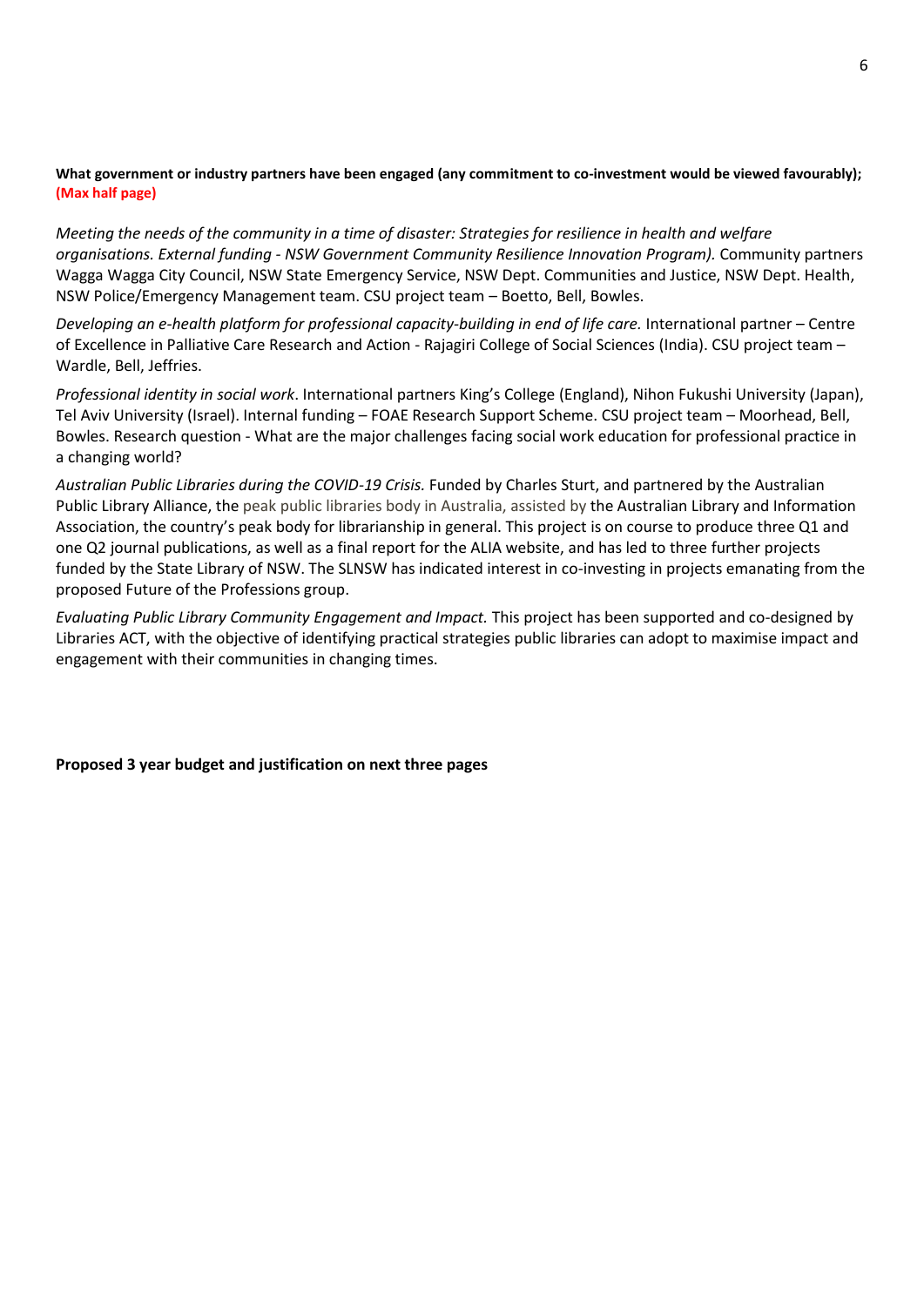**What government or industry partners have been engaged (any commitment to co-investment would be viewed favourably); (Max half page)**

*Meeting the needs of the community in a time of disaster: Strategies for resilience in health and welfare organisations. External funding - NSW Government Community Resilience Innovation Program).* Community partners Wagga Wagga City Council, NSW State Emergency Service, NSW Dept. Communities and Justice, NSW Dept. Health, NSW Police/Emergency Management team. CSU project team – Boetto, Bell, Bowles.

*Developing an e-health platform for professional capacity-building in end of life care.* International partner – Centre of Excellence in Palliative Care Research and Action - Rajagiri College of Social Sciences (India). CSU project team – Wardle, Bell, Jeffries.

*Professional identity in social work*. International partners King's College (England), Nihon Fukushi University (Japan), Tel Aviv University (Israel). Internal funding – FOAE Research Support Scheme. CSU project team – Moorhead, Bell, Bowles. Research question - What are the major challenges facing social work education for professional practice in a changing world?

*Australian Public Libraries during the COVID-19 Crisis.* Funded by Charles Sturt, and partnered by the Australian Public Library Alliance, the peak public libraries body in Australia, assisted by the Australian Library and Information Association, the country's peak body for librarianship in general. This project is on course to produce three Q1 and one Q2 journal publications, as well as a final report for the ALIA website, and has led to three further projects funded by the State Library of NSW. The SLNSW has indicated interest in co-investing in projects emanating from the proposed Future of the Professions group.

*Evaluating Public Library Community Engagement and Impact.* This project has been supported and co-designed by Libraries ACT, with the objective of identifying practical strategies public libraries can adopt to maximise impact and engagement with their communities in changing times.

**Proposed 3 year budget and justification on next three pages**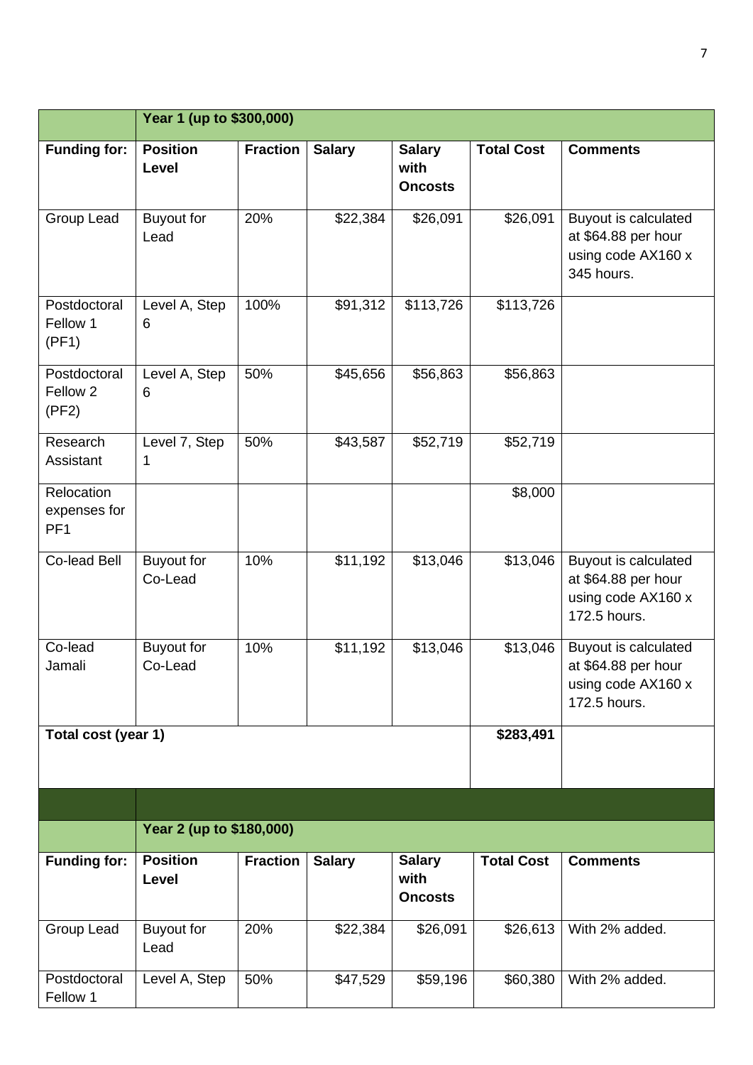| | Year 1 (up to $300,000) | | | | | |
|---|---|---|---|---|---|---|
| **Funding for:** | **Position Level** | **Fraction** | **Salary** | **Salary with Oncosts** | **Total Cost** | **Comments** |
| Group Lead | Buyout for Lead | 20% | $22,384 | $26,091 | $26,091 | Buyout is calculated at $64.88 per hour using code AX160 x 345 hours. |
| Postdoctoral Fellow 1 (PF1) | Level A, Step 6 | 100% | $91,312 | $113,726 | $113,726 | |
| Postdoctoral Fellow 2 (PF2) | Level A, Step 6 | 50% | $45,656 | $56,863 | $56,863 | |
| Research Assistant | Level 7, Step 1 | 50% | $43,587 | $52,719 | $52,719 | |
| Relocation expenses for PF1 | | | | | $8,000 | |
| Co-lead Bell | Buyout for Co-Lead | 10% | $11,192 | $13,046 | $13,046 | Buyout is calculated at $64.88 per hour using code AX160 x 172.5 hours. |
| Co-lead Jamali | Buyout for Co-Lead | 10% | $11,192 | $13,046 | $13,046 | Buyout is calculated at $64.88 per hour using code AX160 x 172.5 hours. |
| **Total cost (year 1)** | | | | | **$283,491** | |

| | Year 2 (up to $180,000) | | | | | |
|---|---|---|---|---|---|---|
| **Funding for:** | **Position Level** | **Fraction** | **Salary** | **Salary with Oncosts** | **Total Cost** | **Comments** |
| Group Lead | Buyout for Lead | 20% | $22,384 | $26,091 | $26,613 | With 2% added. |
| Postdoctoral Fellow 1 | Level A, Step | 50% | $47,529 | $59,196 | $60,380 | With 2% added. |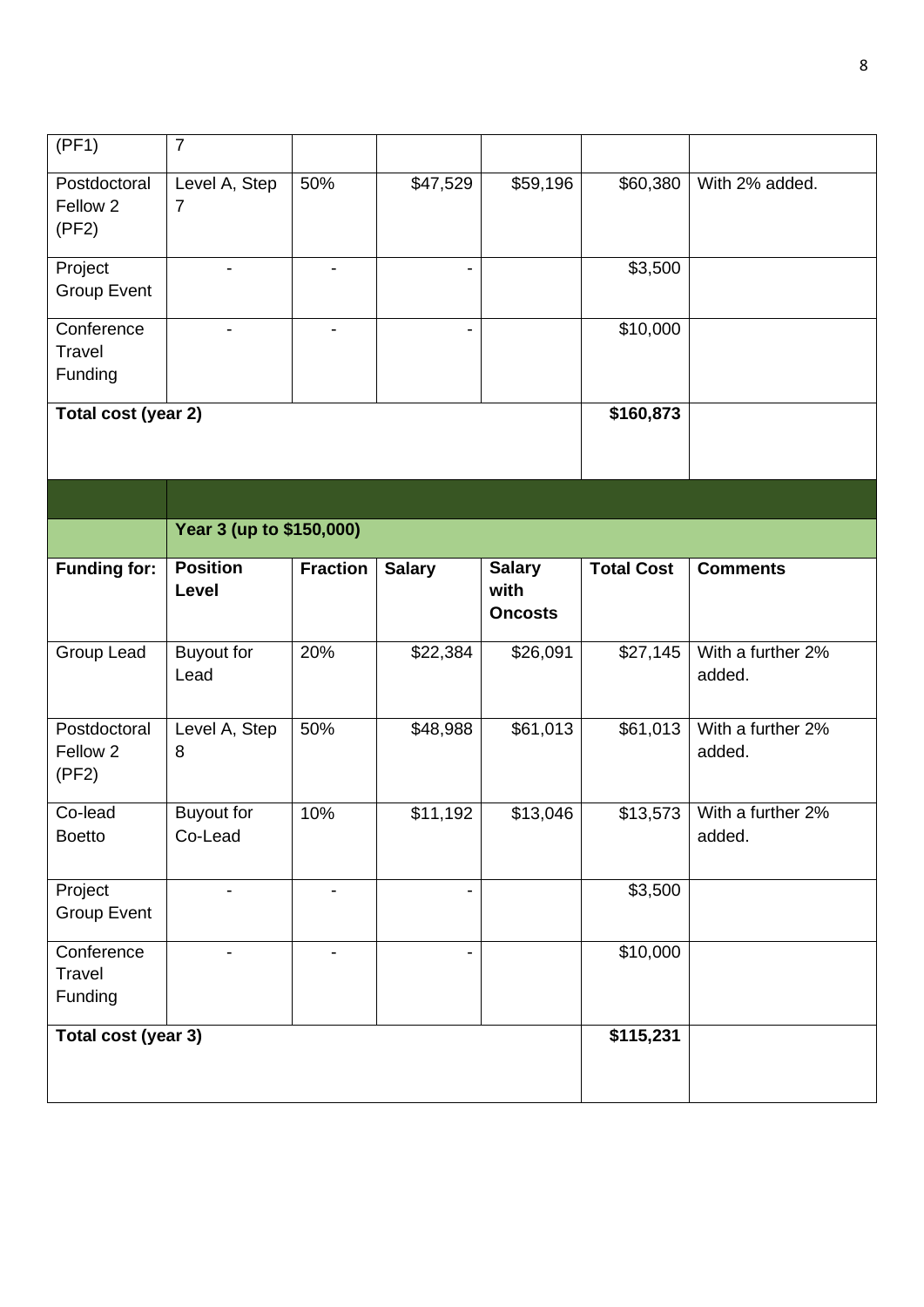| (PF1) | 7 | | | | | |
|---|---|---|---|---|---|---|
| Postdoctoral Fellow 2 (PF2) | Level A, Step 7 | 50% | $47,529 | $59,196 | $60,380 | With 2% added. |
| Project Group Event | - | - | - | | $3,500 | |
| Conference Travel Funding | - | - | - | | $10,000 | |
| **Total cost (year 2)** | | | | | **$160,873** | |

| | **Year 3 (up to $150,000)** | | | | | |
|---|---|---|---|---|---|---|
| **Funding for:** | **Position Level** | **Fraction** | **Salary** | **Salary with Oncosts** | **Total Cost** | **Comments** |
| Group Lead | Buyout for Lead | 20% | $22,384 | $26,091 | $27,145 | With a further 2% added. |
| Postdoctoral Fellow 2 (PF2) | Level A, Step 8 | 50% | $48,988 | $61,013 | $61,013 | With a further 2% added. |
| Co-lead Boetto | Buyout for Co-Lead | 10% | $11,192 | $13,046 | $13,573 | With a further 2% added. |
| Project Group Event | - | - | - | | $3,500 | |
| Conference Travel Funding | - | - | - | | $10,000 | |
| **Total cost (year 3)** | | | | | **$115,231** | |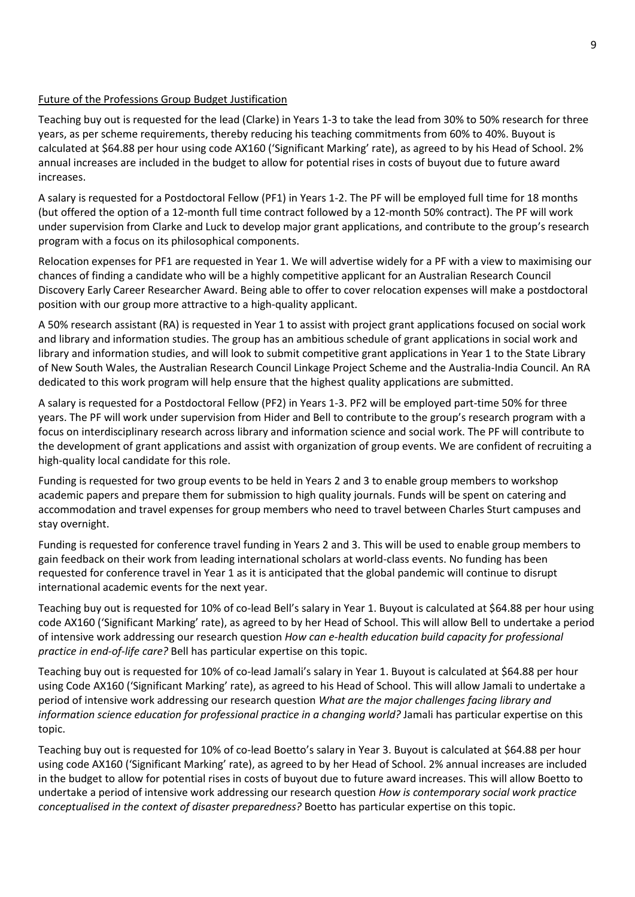## Future of the Professions Group Budget Justification

Teaching buy out is requested for the lead (Clarke) in Years 1-3 to take the lead from 30% to 50% research for three years, as per scheme requirements, thereby reducing his teaching commitments from 60% to 40%. Buyout is calculated at $64.88 per hour using code AX160 ('Significant Marking' rate), as agreed to by his Head of School. 2% annual increases are included in the budget to allow for potential rises in costs of buyout due to future award increases.

A salary is requested for a Postdoctoral Fellow (PF1) in Years 1-2. The PF will be employed full time for 18 months (but offered the option of a 12-month full time contract followed by a 12-month 50% contract). The PF will work under supervision from Clarke and Luck to develop major grant applications, and contribute to the group's research program with a focus on its philosophical components.

Relocation expenses for PF1 are requested in Year 1. We will advertise widely for a PF with a view to maximising our chances of finding a candidate who will be a highly competitive applicant for an Australian Research Council Discovery Early Career Researcher Award. Being able to offer to cover relocation expenses will make a postdoctoral position with our group more attractive to a high-quality applicant.

A 50% research assistant (RA) is requested in Year 1 to assist with project grant applications focused on social work and library and information studies. The group has an ambitious schedule of grant applications in social work and library and information studies, and will look to submit competitive grant applications in Year 1 to the State Library of New South Wales, the Australian Research Council Linkage Project Scheme and the Australia-India Council. An RA dedicated to this work program will help ensure that the highest quality applications are submitted.

A salary is requested for a Postdoctoral Fellow (PF2) in Years 1-3. PF2 will be employed part-time 50% for three years. The PF will work under supervision from Hider and Bell to contribute to the group's research program with a focus on interdisciplinary research across library and information science and social work. The PF will contribute to the development of grant applications and assist with organization of group events. We are confident of recruiting a high-quality local candidate for this role.

Funding is requested for two group events to be held in Years 2 and 3 to enable group members to workshop academic papers and prepare them for submission to high quality journals. Funds will be spent on catering and accommodation and travel expenses for group members who need to travel between Charles Sturt campuses and stay overnight.

Funding is requested for conference travel funding in Years 2 and 3. This will be used to enable group members to gain feedback on their work from leading international scholars at world-class events. No funding has been requested for conference travel in Year 1 as it is anticipated that the global pandemic will continue to disrupt international academic events for the next year.

Teaching buy out is requested for 10% of co-lead Bell's salary in Year 1. Buyout is calculated at $64.88 per hour using code AX160 ('Significant Marking' rate), as agreed to by her Head of School. This will allow Bell to undertake a period of intensive work addressing our research question *How can e-health education build capacity for professional practice in end-of-life care?* Bell has particular expertise on this topic.

Teaching buy out is requested for 10% of co-lead Jamali's salary in Year 1. Buyout is calculated at $64.88 per hour using Code AX160 ('Significant Marking' rate), as agreed to his Head of School. This will allow Jamali to undertake a period of intensive work addressing our research question *What are the major challenges facing library and information science education for professional practice in a changing world?* Jamali has particular expertise on this topic.

Teaching buy out is requested for 10% of co-lead Boetto's salary in Year 3. Buyout is calculated at $64.88 per hour using code AX160 ('Significant Marking' rate), as agreed to by her Head of School. 2% annual increases are included in the budget to allow for potential rises in costs of buyout due to future award increases. This will allow Boetto to undertake a period of intensive work addressing our research question *How is contemporary social work practice conceptualised in the context of disaster preparedness?* Boetto has particular expertise on this topic.